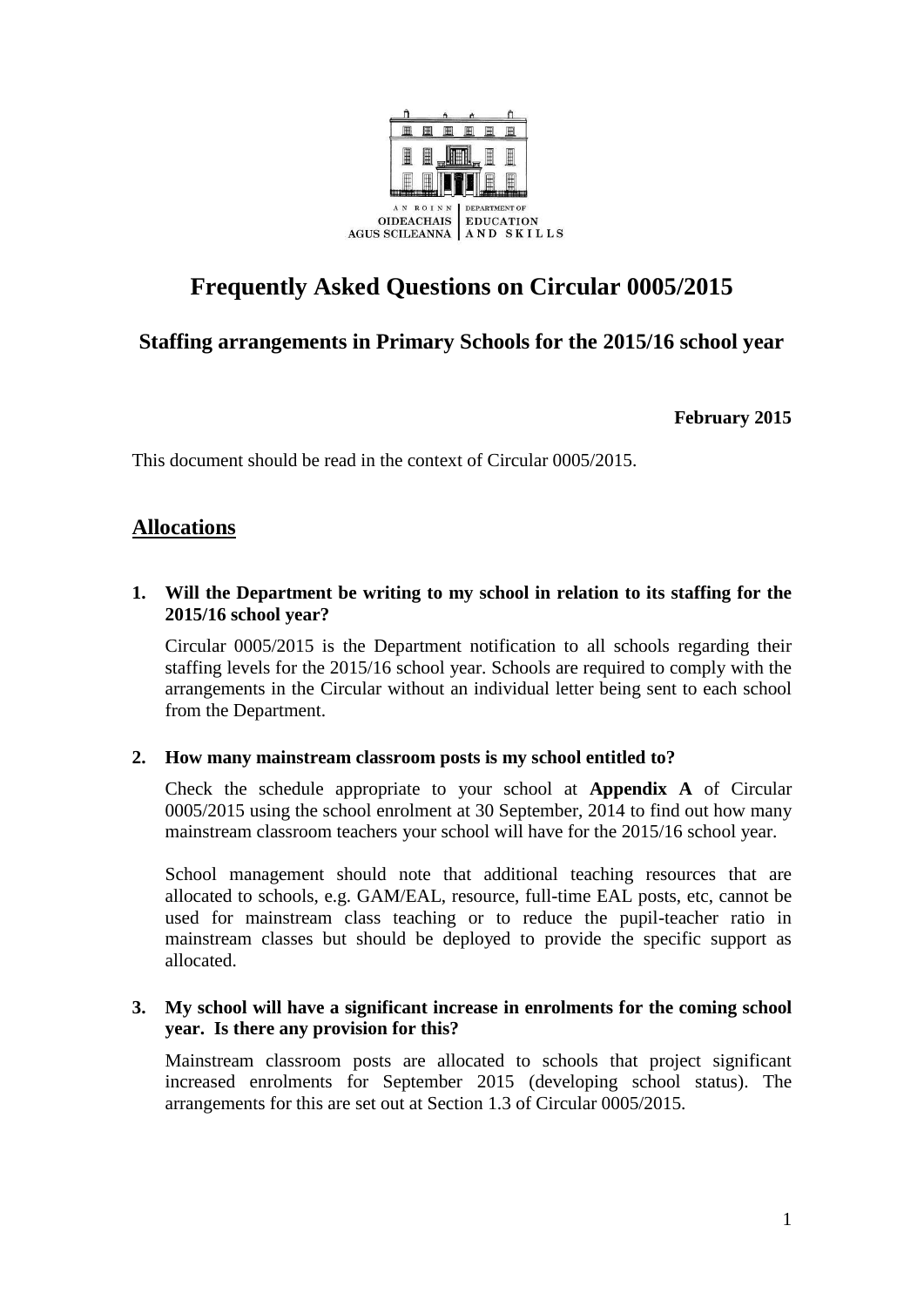AN ROINN OIDEACHAIS AGUS SCILEANNA | DEPARTMENT OF EDUCATION AND SKILLS

# Frequently Asked Questions on Circular 0005/2015

## Staffing arrangements in Primary Schools for the 2015/16 school year

**February 2015**

This document should be read in the context of Circular 0005/2015.

## Allocations

**1. Will the Department be writing to my school in relation to its staffing for the 2015/16 school year?**

Circular 0005/2015 is the Department notification to all schools regarding their staffing levels for the 2015/16 school year. Schools are required to comply with the arrangements in the Circular without an individual letter being sent to each school from the Department.

**2. How many mainstream classroom posts is my school entitled to?**

Check the schedule appropriate to your school at **Appendix A** of Circular 0005/2015 using the school enrolment at 30 September, 2014 to find out how many mainstream classroom teachers your school will have for the 2015/16 school year.

School management should note that additional teaching resources that are allocated to schools, e.g. GAM/EAL, resource, full-time EAL posts, etc, cannot be used for mainstream class teaching or to reduce the pupil-teacher ratio in mainstream classes but should be deployed to provide the specific support as allocated.

**3. My school will have a significant increase in enrolments for the coming school year. Is there any provision for this?**

Mainstream classroom posts are allocated to schools that project significant increased enrolments for September 2015 (developing school status). The arrangements for this are set out at Section 1.3 of Circular 0005/2015.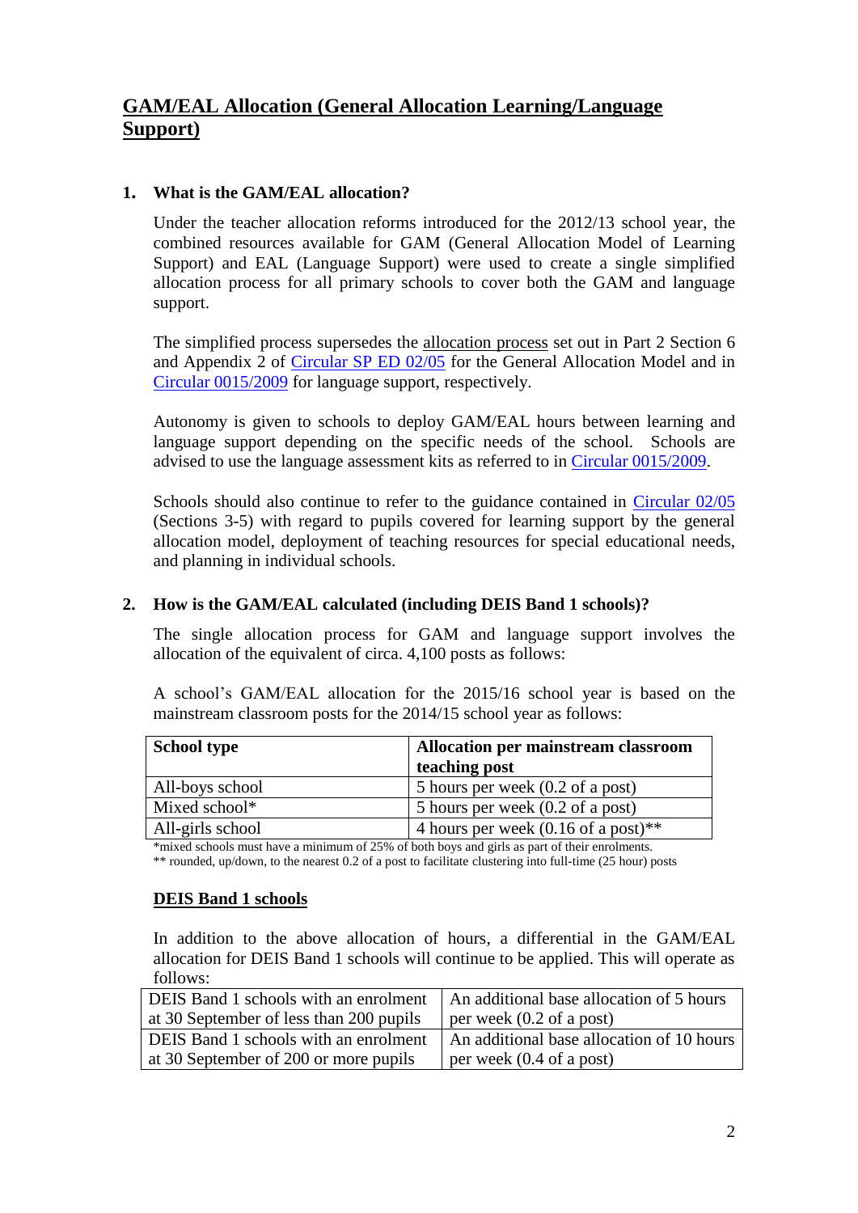# GAM/EAL Allocation (General Allocation Learning/Language Support)

## 1. What is the GAM/EAL allocation?

Under the teacher allocation reforms introduced for the 2012/13 school year, the combined resources available for GAM (General Allocation Model of Learning Support) and EAL (Language Support) were used to create a single simplified allocation process for all primary schools to cover both the GAM and language support.

The simplified process supersedes the allocation process set out in Part 2 Section 6 and Appendix 2 of Circular SP ED 02/05 for the General Allocation Model and in Circular 0015/2009 for language support, respectively.

Autonomy is given to schools to deploy GAM/EAL hours between learning and language support depending on the specific needs of the school. Schools are advised to use the language assessment kits as referred to in Circular 0015/2009.

Schools should also continue to refer to the guidance contained in Circular 02/05 (Sections 3-5) with regard to pupils covered for learning support by the general allocation model, deployment of teaching resources for special educational needs, and planning in individual schools.

## 2. How is the GAM/EAL calculated (including DEIS Band 1 schools)?

The single allocation process for GAM and language support involves the allocation of the equivalent of circa. 4,100 posts as follows:

A school's GAM/EAL allocation for the 2015/16 school year is based on the mainstream classroom posts for the 2014/15 school year as follows:

| School type | Allocation per mainstream classroom teaching post |
|---|---|
| All-boys school | 5 hours per week (0.2 of a post) |
| Mixed school* | 5 hours per week (0.2 of a post) |
| All-girls school | 4 hours per week (0.16 of a post)** |

*mixed schools must have a minimum of 25% of both boys and girls as part of their enrolments.

** rounded, up/down, to the nearest 0.2 of a post to facilitate clustering into full-time (25 hour) posts

### DEIS Band 1 schools

In addition to the above allocation of hours, a differential in the GAM/EAL allocation for DEIS Band 1 schools will continue to be applied. This will operate as follows:

| | |
|---|---|
| DEIS Band 1 schools with an enrolment at 30 September of less than 200 pupils | An additional base allocation of 5 hours per week (0.2 of a post) |
| DEIS Band 1 schools with an enrolment at 30 September of 200 or more pupils | An additional base allocation of 10 hours per week (0.4 of a post) |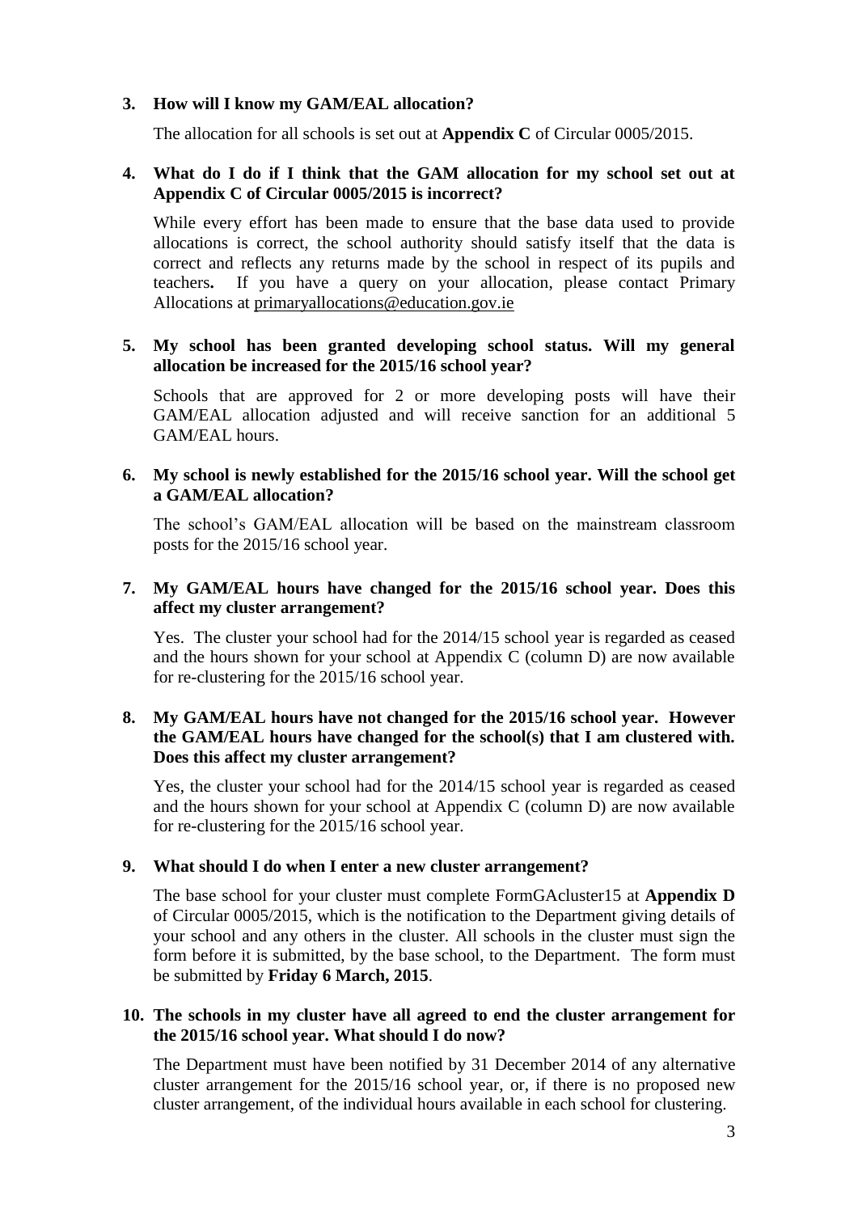### 3. How will I know my GAM/EAL allocation?

The allocation for all schools is set out at **Appendix C** of Circular 0005/2015.

### 4. What do I do if I think that the GAM allocation for my school set out at Appendix C of Circular 0005/2015 is incorrect?

While every effort has been made to ensure that the base data used to provide allocations is correct, the school authority should satisfy itself that the data is correct and reflects any returns made by the school in respect of its pupils and teachers**.** If you have a query on your allocation, please contact Primary Allocations at primaryallocations@education.gov.ie

### 5. My school has been granted developing school status. Will my general allocation be increased for the 2015/16 school year?

Schools that are approved for 2 or more developing posts will have their GAM/EAL allocation adjusted and will receive sanction for an additional 5 GAM/EAL hours.

### 6. My school is newly established for the 2015/16 school year. Will the school get a GAM/EAL allocation?

The school's GAM/EAL allocation will be based on the mainstream classroom posts for the 2015/16 school year.

### 7. My GAM/EAL hours have changed for the 2015/16 school year. Does this affect my cluster arrangement?

Yes. The cluster your school had for the 2014/15 school year is regarded as ceased and the hours shown for your school at Appendix C (column D) are now available for re-clustering for the 2015/16 school year.

### 8. My GAM/EAL hours have not changed for the 2015/16 school year. However the GAM/EAL hours have changed for the school(s) that I am clustered with. Does this affect my cluster arrangement?

Yes, the cluster your school had for the 2014/15 school year is regarded as ceased and the hours shown for your school at Appendix C (column D) are now available for re-clustering for the 2015/16 school year.

### 9. What should I do when I enter a new cluster arrangement?

The base school for your cluster must complete FormGAcluster15 at **Appendix D** of Circular 0005/2015, which is the notification to the Department giving details of your school and any others in the cluster. All schools in the cluster must sign the form before it is submitted, by the base school, to the Department. The form must be submitted by **Friday 6 March, 2015**.

### 10. The schools in my cluster have all agreed to end the cluster arrangement for the 2015/16 school year. What should I do now?

The Department must have been notified by 31 December 2014 of any alternative cluster arrangement for the 2015/16 school year, or, if there is no proposed new cluster arrangement, of the individual hours available in each school for clustering.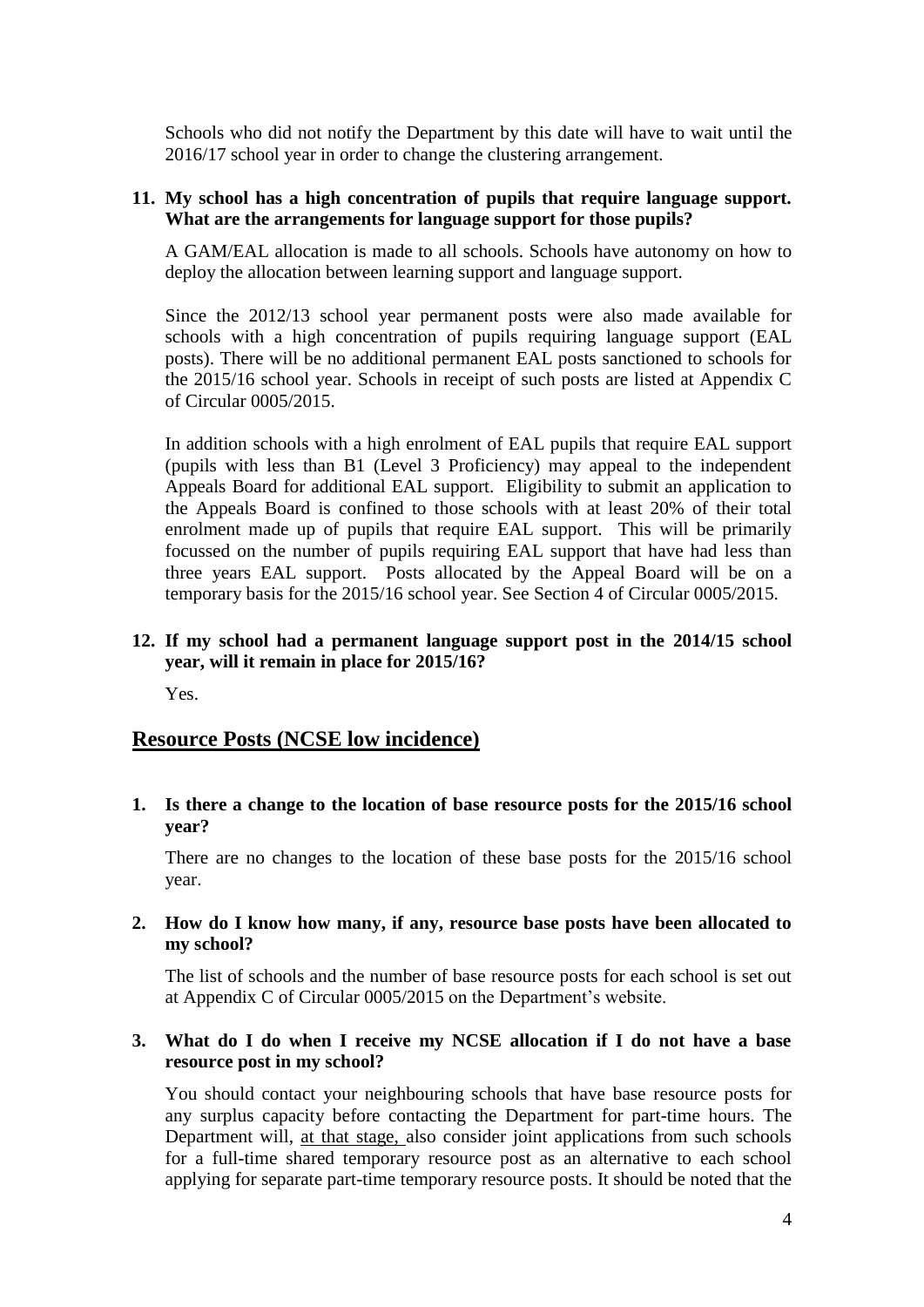Schools who did not notify the Department by this date will have to wait until the 2016/17 school year in order to change the clustering arrangement.

**11. My school has a high concentration of pupils that require language support. What are the arrangements for language support for those pupils?**

A GAM/EAL allocation is made to all schools. Schools have autonomy on how to deploy the allocation between learning support and language support.

Since the 2012/13 school year permanent posts were also made available for schools with a high concentration of pupils requiring language support (EAL posts). There will be no additional permanent EAL posts sanctioned to schools for the 2015/16 school year. Schools in receipt of such posts are listed at Appendix C of Circular 0005/2015.

In addition schools with a high enrolment of EAL pupils that require EAL support (pupils with less than B1 (Level 3 Proficiency) may appeal to the independent Appeals Board for additional EAL support. Eligibility to submit an application to the Appeals Board is confined to those schools with at least 20% of their total enrolment made up of pupils that require EAL support. This will be primarily focussed on the number of pupils requiring EAL support that have had less than three years EAL support. Posts allocated by the Appeal Board will be on a temporary basis for the 2015/16 school year. See Section 4 of Circular 0005/2015.

**12. If my school had a permanent language support post in the 2014/15 school year, will it remain in place for 2015/16?**

Yes.

## Resource Posts (NCSE low incidence)

**1. Is there a change to the location of base resource posts for the 2015/16 school year?**

There are no changes to the location of these base posts for the 2015/16 school year.

**2. How do I know how many, if any, resource base posts have been allocated to my school?**

The list of schools and the number of base resource posts for each school is set out at Appendix C of Circular 0005/2015 on the Department's website.

**3. What do I do when I receive my NCSE allocation if I do not have a base resource post in my school?**

You should contact your neighbouring schools that have base resource posts for any surplus capacity before contacting the Department for part-time hours. The Department will, at that stage, also consider joint applications from such schools for a full-time shared temporary resource post as an alternative to each school applying for separate part-time temporary resource posts. It should be noted that the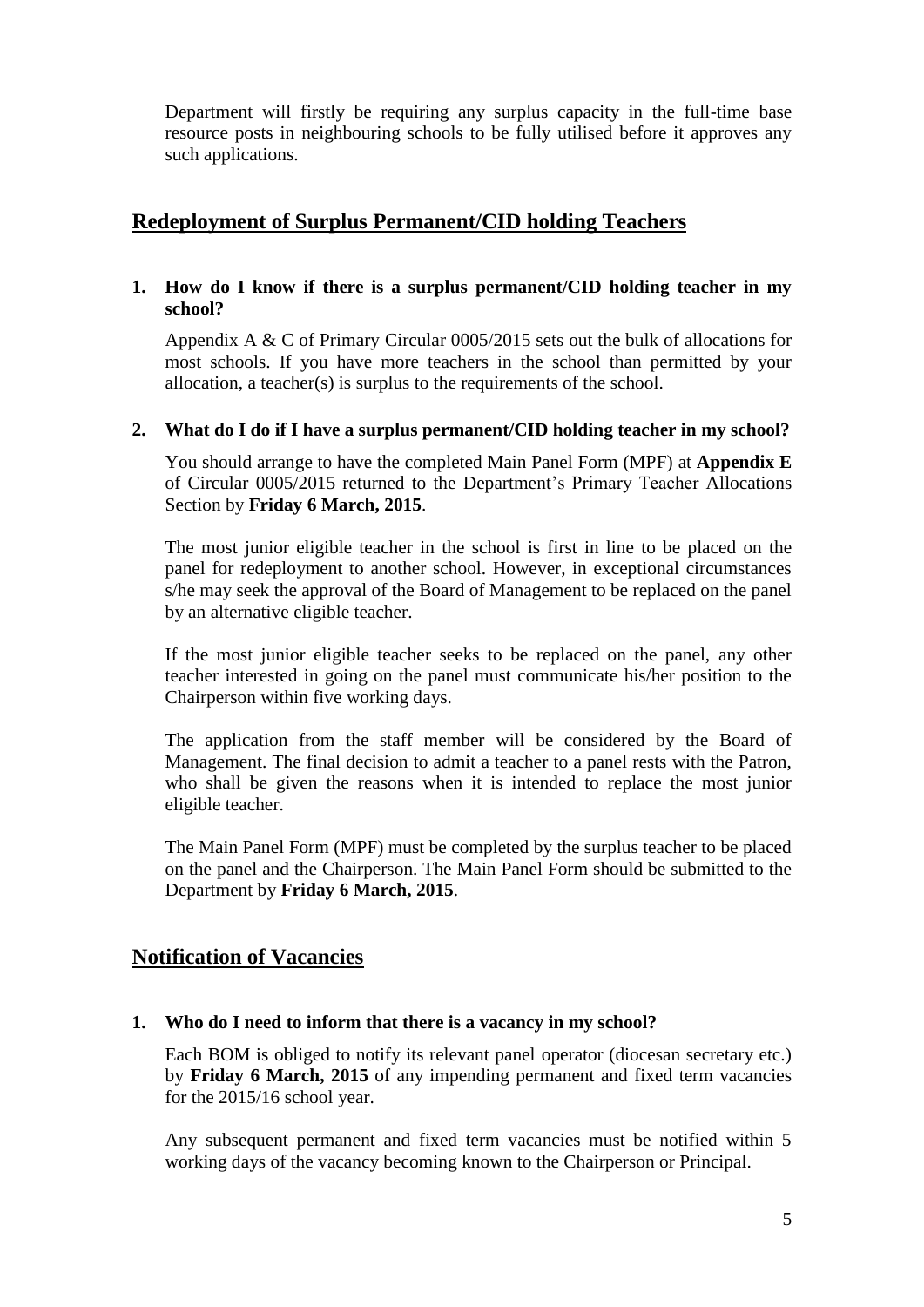Department will firstly be requiring any surplus capacity in the full-time base resource posts in neighbouring schools to be fully utilised before it approves any such applications.

## Redeployment of Surplus Permanent/CID holding Teachers

**1. How do I know if there is a surplus permanent/CID holding teacher in my school?**

Appendix A & C of Primary Circular 0005/2015 sets out the bulk of allocations for most schools. If you have more teachers in the school than permitted by your allocation, a teacher(s) is surplus to the requirements of the school.

**2. What do I do if I have a surplus permanent/CID holding teacher in my school?**

You should arrange to have the completed Main Panel Form (MPF) at **Appendix E** of Circular 0005/2015 returned to the Department's Primary Teacher Allocations Section by **Friday 6 March, 2015**.

The most junior eligible teacher in the school is first in line to be placed on the panel for redeployment to another school. However, in exceptional circumstances s/he may seek the approval of the Board of Management to be replaced on the panel by an alternative eligible teacher.

If the most junior eligible teacher seeks to be replaced on the panel, any other teacher interested in going on the panel must communicate his/her position to the Chairperson within five working days.

The application from the staff member will be considered by the Board of Management. The final decision to admit a teacher to a panel rests with the Patron, who shall be given the reasons when it is intended to replace the most junior eligible teacher.

The Main Panel Form (MPF) must be completed by the surplus teacher to be placed on the panel and the Chairperson. The Main Panel Form should be submitted to the Department by **Friday 6 March, 2015**.

## Notification of Vacancies

**1. Who do I need to inform that there is a vacancy in my school?**

Each BOM is obliged to notify its relevant panel operator (diocesan secretary etc.) by **Friday 6 March, 2015** of any impending permanent and fixed term vacancies for the 2015/16 school year.

Any subsequent permanent and fixed term vacancies must be notified within 5 working days of the vacancy becoming known to the Chairperson or Principal.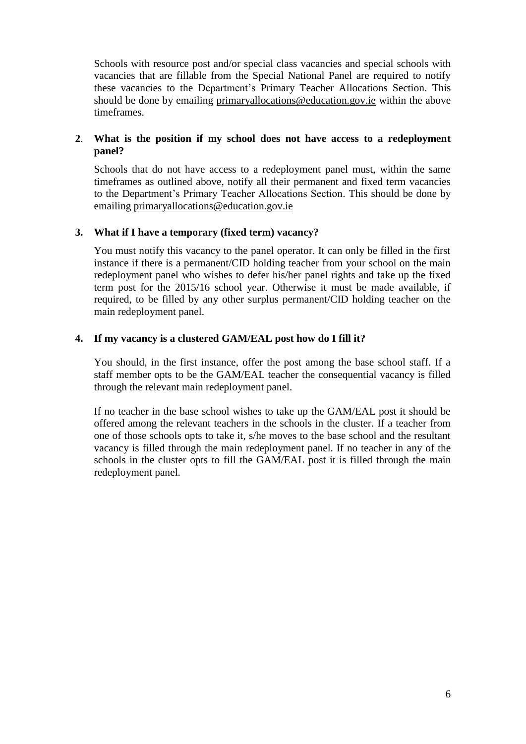Schools with resource post and/or special class vacancies and special schools with vacancies that are fillable from the Special National Panel are required to notify these vacancies to the Department's Primary Teacher Allocations Section. This should be done by emailing primaryallocations@education.gov.ie within the above timeframes.

**2. What is the position if my school does not have access to a redeployment panel?**

Schools that do not have access to a redeployment panel must, within the same timeframes as outlined above, notify all their permanent and fixed term vacancies to the Department's Primary Teacher Allocations Section. This should be done by emailing primaryallocations@education.gov.ie

**3. What if I have a temporary (fixed term) vacancy?**

You must notify this vacancy to the panel operator. It can only be filled in the first instance if there is a permanent/CID holding teacher from your school on the main redeployment panel who wishes to defer his/her panel rights and take up the fixed term post for the 2015/16 school year. Otherwise it must be made available, if required, to be filled by any other surplus permanent/CID holding teacher on the main redeployment panel.

**4. If my vacancy is a clustered GAM/EAL post how do I fill it?**

You should, in the first instance, offer the post among the base school staff. If a staff member opts to be the GAM/EAL teacher the consequential vacancy is filled through the relevant main redeployment panel.

If no teacher in the base school wishes to take up the GAM/EAL post it should be offered among the relevant teachers in the schools in the cluster. If a teacher from one of those schools opts to take it, s/he moves to the base school and the resultant vacancy is filled through the main redeployment panel. If no teacher in any of the schools in the cluster opts to fill the GAM/EAL post it is filled through the main redeployment panel.